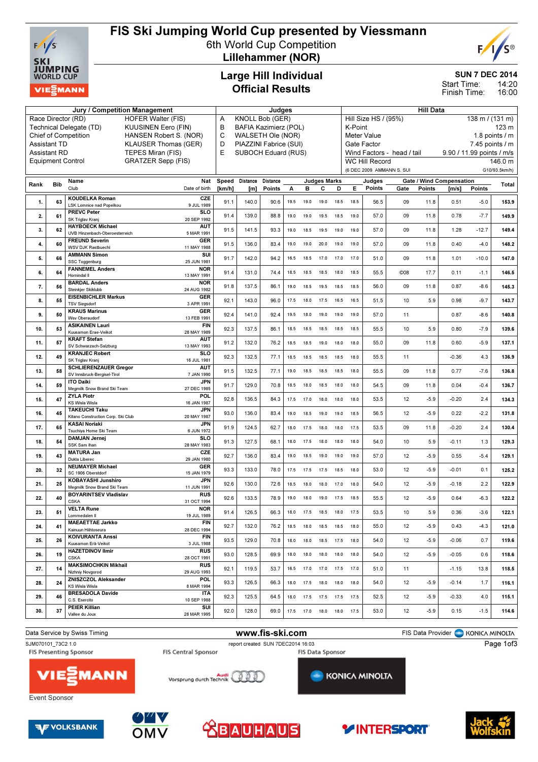# FIS Ski Jumping World Cup presented by Viessmann

## 6th World Cup Competition
## Lillehammer (NOR)

### Large Hill Individual
### Official Results

SUN 7 DEC 2014
Start Time: 14:20
Finish Time: 16:00

| Jury / Competition Management | | Judges | | Hill Data | |
|---|---|---|---|---|---|
| Race Director (RD) | HOFER Walter (FIS) | A | KNOLL Bob (GER) | Hill Size HS / (95%) | 138 m / (131 m) |
| Technical Delegate (TD) | KUUSINEN Eero (FIN) | B | BAFIA Kazimierz (POL) | K-Point | 123 m |
| Chief of Competition | HANSEN Robert S. (NOR) | C | WALSETH Ole (NOR) | Meter Value | 1.8 points / m |
| Assistant TD | KLAUSER Thomas (GER) | D | PIAZZINI Fabrice (SUI) | Gate Factor | 7.45 points / m |
| Assistant RD | TEPES Miran (FIS) | E | SUBOCH Eduard (RUS) | Wind Factors - head / tail | 9.90 / 11.99 points / m/s |
| Equipment Control | GRATZER Sepp (FIS) | | | WC Hill Record | 146.0 m |
| | | | | (6 DEC 2009 AMMANN S. SUI | G10/93.5km/h) |

| Rank | Bib | Name / Club | Nat / Date of birth | Speed [km/h] | Distance [m] | Distance Points | A | B | C | D | E | Judges Points | Gate | Gate Points | Wind [m/s] | Wind Points | Total |
|---|---|---|---|---|---|---|---|---|---|---|---|---|---|---|---|---|---|
| 1. | 63 | KOUDELKA Roman / LSK Lomnice nad Popelkou | CZE / 9 JUL 1989 | 91.1 | 140.0 | 90.6 | 19.5 | 19.0 | 19.0 | 18.5 | 18.5 | 56.5 | 09 | 11.8 | 0.51 | -5.0 | 153.9 |
| 2. | 61 | PREVC Peter / SK Triglav Kranj | SLO / 20 SEP 1992 | 91.4 | 139.0 | 88.8 | 19.0 | 19.0 | 19.5 | 18.5 | 19.0 | 57.0 | 09 | 11.8 | 0.78 | -7.7 | 149.9 |
| 3. | 62 | HAYBOECK Michael / UVB Hinzenbach-Oberoesterreich | AUT / 5 MAR 1991 | 91.5 | 141.5 | 93.3 | 19.0 | 18.5 | 19.5 | 19.0 | 19.0 | 57.0 | 09 | 11.8 | 1.28 | -12.7 | 149.4 |
| 4. | 60 | FREUND Severin / WSV DJK Rastbuechl | GER / 11 MAY 1988 | 91.5 | 136.0 | 83.4 | 19.0 | 19.0 | 20.0 | 19.0 | 19.0 | 57.0 | 09 | 11.8 | 0.40 | -4.0 | 148.2 |
| 5. | 66 | AMMANN Simon / SSC Toggenburg | SUI / 25 JUN 1981 | 91.7 | 142.0 | 94.2 | 16.5 | 18.5 | 17.0 | 17.0 | 17.0 | 51.0 | 09 | 11.8 | 1.01 | -10.0 | 147.0 |
| 6. | 64 | FANNEMEL Anders / Hornindal Il | NOR / 13 MAY 1991 | 91.4 | 131.0 | 74.4 | 18.5 | 18.5 | 18.5 | 18.0 | 18.5 | 55.5 | ©08 | 17.7 | 0.11 | -1.1 | 146.5 |
| 7. | 56 | BARDAL Anders / Steinkjer Skiklubb | NOR / 24 AUG 1982 | 91.8 | 137.5 | 86.1 | 19.0 | 18.5 | 19.5 | 18.5 | 18.5 | 56.0 | 09 | 11.8 | 0.87 | -8.6 | 145.3 |
| 8. | 55 | EISENBICHLER Markus / TSV Siegsdorf | GER / 3 APR 1991 | 92.1 | 143.0 | 96.0 | 17.5 | 18.0 | 17.5 | 16.5 | 16.5 | 51.5 | 10 | 5.9 | 0.98 | -9.7 | 143.7 |
| 9. | 50 | KRAUS Marinus / Wsv Oberaudorf | GER / 13 FEB 1991 | 92.4 | 141.0 | 92.4 | 19.5 | 18.0 | 19.0 | 19.0 | 19.0 | 57.0 | 11 | | 0.87 | -8.6 | 140.8 |
| 10. | 53 | ASIKAINEN Lauri / Kuusamon Erae-Veikot | FIN / 28 MAY 1989 | 92.3 | 137.5 | 86.1 | 18.5 | 18.5 | 18.5 | 18.5 | 18.5 | 55.5 | 10 | 5.9 | 0.80 | -7.9 | 139.6 |
| 11. | 57 | KRAFT Stefan / SV Schwarzach-Salzburg | AUT / 13 MAY 1993 | 91.2 | 132.0 | 76.2 | 18.5 | 18.5 | 19.0 | 18.0 | 18.0 | 55.0 | 09 | 11.8 | 0.60 | -5.9 | 137.1 |
| 12. | 49 | KRANJEC Robert / SK Triglav Kranj | SLO / 16 JUL 1981 | 92.3 | 132.5 | 77.1 | 18.5 | 18.5 | 18.5 | 18.5 | 18.0 | 55.5 | 11 | | -0.36 | 4.3 | 136.9 |
| 13. | 58 | SCHLIERENZAUER Gregor / SV Innsbruck-Bergisel-Tirol | AUT / 7 JAN 1990 | 91.5 | 132.5 | 77.1 | 19.0 | 18.5 | 18.5 | 18.5 | 18.0 | 55.5 | 09 | 11.8 | 0.77 | -7.6 | 136.8 |
| 14. | 59 | ITO Daiki / Megmilk Snow Brand Ski Team | JPN / 27 DEC 1985 | 91.7 | 129.0 | 70.8 | 18.5 | 18.0 | 18.5 | 18.0 | 18.0 | 54.5 | 09 | 11.8 | 0.04 | -0.4 | 136.7 |
| 15. | 47 | ZYLA Piotr / KS Wisla Wisla | POL / 16 JAN 1987 | 92.8 | 136.5 | 84.3 | 17.5 | 17.0 | 18.0 | 18.0 | 18.0 | 53.5 | 12 | -5.9 | -0.20 | 2.4 | 134.3 |
| 16. | 45 | TAKEUCHI Taku / Kitano Construction Corp. Ski Club | JPN / 20 MAY 1987 | 93.0 | 136.0 | 83.4 | 19.0 | 18.5 | 19.0 | 19.0 | 18.5 | 56.5 | 12 | -5.9 | 0.22 | -2.2 | 131.8 |
| 17. | 65 | KASAI Noriaki / Tsuchiya Home Ski Team | JPN / 6 JUN 1972 | 91.9 | 124.5 | 62.7 | 18.0 | 17.5 | 18.0 | 18.0 | 17.5 | 53.5 | 09 | 11.8 | -0.20 | 2.4 | 130.4 |
| 18. | 54 | DAMJAN Jernej / SSK Sam Ihan | SLO / 28 MAY 1983 | 91.3 | 127.5 | 68.1 | 18.0 | 17.5 | 18.0 | 18.0 | 18.0 | 54.0 | 10 | 5.9 | -0.11 | 1.3 | 129.3 |
| 19. | 43 | MATURA Jan / Dukla Liberec | CZE / 29 JAN 1980 | 92.7 | 136.0 | 83.4 | 19.0 | 18.5 | 19.0 | 19.0 | 19.0 | 57.0 | 12 | -5.9 | 0.55 | -5.4 | 129.1 |
| 20. | 32 | NEUMAYER Michael / SC 1906 Oberstdorf | GER / 15 JAN 1979 | 93.3 | 133.0 | 78.0 | 17.5 | 17.5 | 17.5 | 18.5 | 18.0 | 53.0 | 12 | -5.9 | -0.01 | 0.1 | 125.2 |
| 21. | 25 | KOBAYASHI Junshiro / Megmilk Snow Brand Ski Team | JPN / 11 JUN 1991 | 92.6 | 130.0 | 72.6 | 18.5 | 18.0 | 18.0 | 17.0 | 18.0 | 54.0 | 12 | -5.9 | -0.18 | 2.2 | 122.9 |
| 22. | 40 | BOYARINTSEV Vladislav / CSKA | RUS / 31 OCT 1994 | 92.6 | 133.5 | 78.9 | 19.0 | 18.0 | 19.0 | 17.5 | 18.5 | 55.5 | 12 | -5.9 | 0.64 | -6.3 | 122.2 |
| 23. | 51 | VELTA Rune / Lommedalen Il | NOR / 19 JUL 1989 | 91.4 | 126.5 | 66.3 | 18.0 | 17.5 | 18.5 | 18.0 | 17.5 | 53.5 | 10 | 5.9 | 0.36 | -3.6 | 122.1 |
| 24. | 41 | MAEAETTAE Jarkko / Kainuun Hiihtoseura | FIN / 28 DEC 1994 | 92.7 | 132.0 | 76.2 | 18.5 | 18.5 | 18.5 | 18.5 | 18.0 | 55.0 | 12 | -5.9 | 0.43 | -4.3 | 121.0 |
| 25. | 26 | KOIVURANTA Anssi / Kuusamon Erä-Veikot | FIN / 3 JUL 1988 | 93.5 | 129.0 | 70.8 | 18.0 | 18.0 | 18.5 | 17.5 | 18.0 | 54.0 | 12 | -5.9 | -0.06 | 0.7 | 119.6 |
| 26. | 19 | HAZETDINOV Ilmir / CSKA | RUS / 28 OCT 1991 | 93.0 | 128.5 | 69.9 | 18.0 | 18.0 | 18.0 | 18.0 | 18.0 | 54.0 | 12 | -5.9 | -0.05 | 0.6 | 118.6 |
| 27. | 14 | MAKSIMOCHKIN Mikhail / Nizhny Novgorod | RUS / 29 AUG 1993 | 92.1 | 119.5 | 53.7 | 16.5 | 17.0 | 17.0 | 17.5 | 17.0 | 51.0 | 11 | | -1.15 | 13.8 | 118.5 |
| 28. | 24 | ZNISZCZOL Aleksander / KS Wisla Wisla | POL / 8 MAR 1994 | 93.3 | 126.5 | 66.3 | 18.0 | 17.5 | 18.0 | 18.0 | 18.0 | 54.0 | 12 | -5.9 | -0.14 | 1.7 | 116.1 |
| 29. | 46 | BRESADOLA Davide / C.S. Esercito | ITA / 10 SEP 1988 | 92.3 | 125.5 | 64.5 | 18.0 | 17.5 | 17.5 | 17.5 | 17.5 | 52.5 | 12 | -5.9 | -0.33 | 4.0 | 115.1 |
| 30. | 37 | PEIER Killian / Vallee du Joux | SUI / 28 MAR 1995 | 92.0 | 128.0 | 69.0 | 17.5 | 17.0 | 18.0 | 18.0 | 17.5 | 53.0 | 12 | -5.9 | 0.15 | -1.5 | 114.6 |

Data Service by Swiss Timing | www.fis-ski.com | FIS Data Provider KONICA MINOLTA

SJM070101_73C2 1.0 | report created SUN 7DEC2014 16:03

FIS Presenting Sponsor: VIESSMANN | FIS Central Sponsor: Audi Vorsprung durch Technik | FIS Data Sponsor: KONICA MINOLTA

Event Sponsor: VOLKSBANK, OMV, BAUHAUS, INTERSPORT, Jack Wolfskin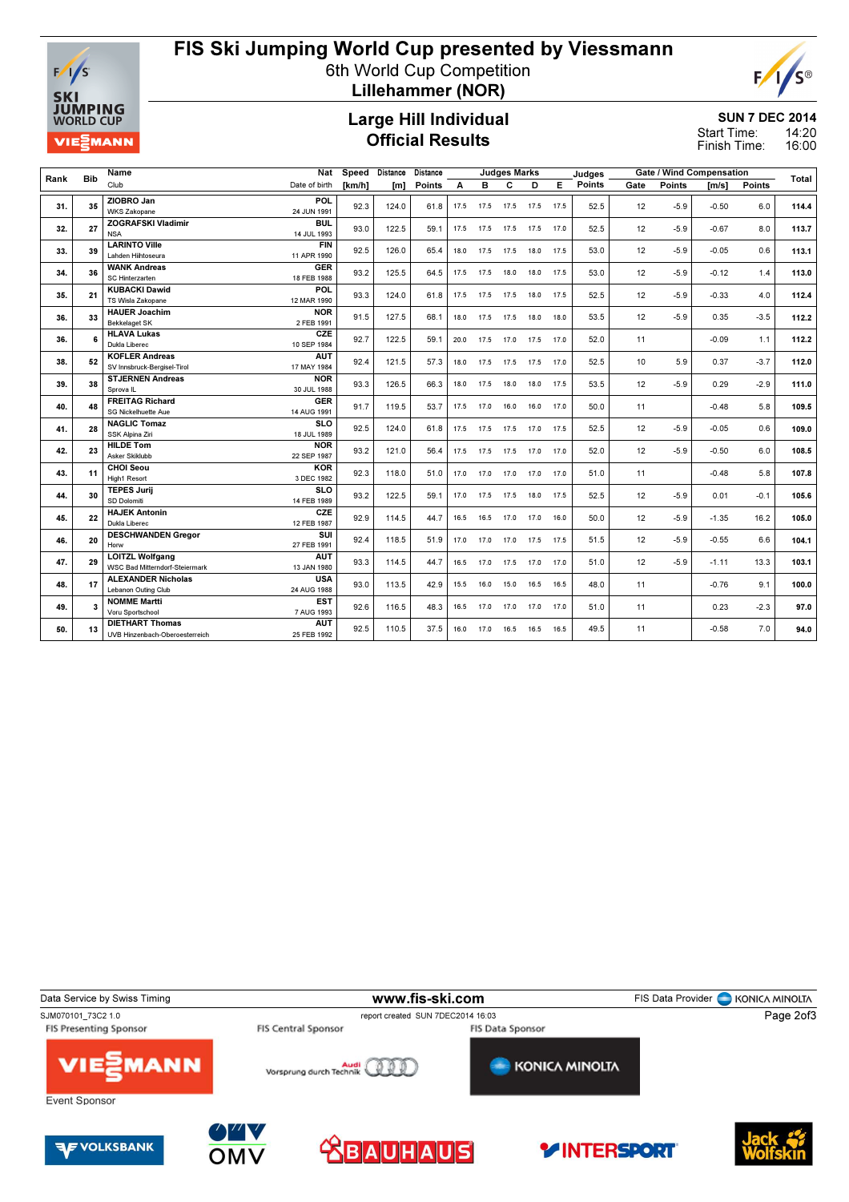# FIS Ski Jumping World Cup presented by Viessmann

6th World Cup Competition

**Lillehammer (NOR)**

## Large Hill Individual
## Official Results

SUN 7 DEC 2014

Start Time: 14:20

Finish Time: 16:00

| Rank | Bib | Name / Club | Nat / Date of birth | Speed [km/h] | Distance [m] | Distance Points | A | B | C | D | E | Judges Points | Gate | Gate Points | Wind [m/s] | Wind Points | Total |
|---|---|---|---|---|---|---|---|---|---|---|---|---|---|---|---|---|---|
| 31. | 35 | ZIOBRO Jan<br>WKS Zakopane | POL<br>24 JUN 1991 | 92.3 | 124.0 | 61.8 | 17.5 | 17.5 | 17.5 | 17.5 | 17.5 | 52.5 | 12 | -5.9 | -0.50 | 6.0 | 114.4 |
| 32. | 27 | ZOGRAFSKI Vladimir<br>NSA | BUL<br>14 JUL 1993 | 93.0 | 122.5 | 59.1 | 17.5 | 17.5 | 17.5 | 17.5 | 17.0 | 52.5 | 12 | -5.9 | -0.67 | 8.0 | 113.7 |
| 33. | 39 | LARINTO Ville<br>Lahden Hiihtoseura | FIN<br>11 APR 1990 | 92.5 | 126.0 | 65.4 | 18.0 | 17.5 | 17.5 | 18.0 | 17.5 | 53.0 | 12 | -5.9 | -0.05 | 0.6 | 113.1 |
| 34. | 36 | WANK Andreas<br>SC Hinterzarten | GER<br>18 FEB 1988 | 93.2 | 125.5 | 64.5 | 17.5 | 17.5 | 18.0 | 18.0 | 17.5 | 53.0 | 12 | -5.9 | -0.12 | 1.4 | 113.0 |
| 35. | 21 | KUBACKI Dawid<br>TS Wisla Zakopane | POL<br>12 MAR 1990 | 93.3 | 124.0 | 61.8 | 17.5 | 17.5 | 17.5 | 18.0 | 17.5 | 52.5 | 12 | -5.9 | -0.33 | 4.0 | 112.4 |
| 36. | 33 | HAUER Joachim<br>Bekkelaget SK | NOR<br>2 FEB 1991 | 91.5 | 127.5 | 68.1 | 18.0 | 17.5 | 17.5 | 18.0 | 18.0 | 53.5 | 12 | -5.9 | 0.35 | -3.5 | 112.2 |
| 36. | 6 | HLAVA Lukas<br>Dukla Liberec | CZE<br>10 SEP 1984 | 92.7 | 122.5 | 59.1 | 20.0 | 17.5 | 17.0 | 17.5 | 17.0 | 52.0 | 11 | | -0.09 | 1.1 | 112.2 |
| 38. | 52 | KOFLER Andreas<br>SV Innsbruck-Bergisel-Tirol | AUT<br>17 MAY 1984 | 92.4 | 121.5 | 57.3 | 18.0 | 17.5 | 17.5 | 17.5 | 17.0 | 52.5 | 10 | 5.9 | 0.37 | -3.7 | 112.0 |
| 39. | 38 | STJERNEN Andreas<br>Sprova IL | NOR<br>30 JUL 1988 | 93.3 | 126.5 | 66.3 | 18.0 | 17.5 | 18.0 | 18.0 | 17.5 | 53.5 | 12 | -5.9 | 0.29 | -2.9 | 111.0 |
| 40. | 48 | FREITAG Richard<br>SG Nickelhuette Aue | GER<br>14 AUG 1991 | 91.7 | 119.5 | 53.7 | 17.5 | 17.0 | 16.0 | 16.0 | 17.0 | 50.0 | 11 | | -0.48 | 5.8 | 109.5 |
| 41. | 28 | NAGLIC Tomaz<br>SSK Alpina Ziri | SLO<br>18 JUL 1989 | 92.5 | 124.0 | 61.8 | 17.5 | 17.5 | 17.5 | 17.0 | 17.5 | 52.5 | 12 | -5.9 | -0.05 | 0.6 | 109.0 |
| 42. | 23 | HILDE Tom<br>Asker Skiklubb | NOR<br>22 SEP 1987 | 93.2 | 121.0 | 56.4 | 17.5 | 17.5 | 17.5 | 17.0 | 17.0 | 52.0 | 12 | -5.9 | -0.50 | 6.0 | 108.5 |
| 43. | 11 | CHOI Seou<br>High1 Resort | KOR<br>3 DEC 1982 | 92.3 | 118.0 | 51.0 | 17.0 | 17.0 | 17.0 | 17.0 | 17.0 | 51.0 | 11 | | -0.48 | 5.8 | 107.8 |
| 44. | 30 | TEPES Jurij<br>SD Dolomiti | SLO<br>14 FEB 1989 | 93.2 | 122.5 | 59.1 | 17.0 | 17.5 | 17.5 | 18.0 | 17.5 | 52.5 | 12 | -5.9 | 0.01 | -0.1 | 105.6 |
| 45. | 22 | HAJEK Antonin<br>Dukla Liberec | CZE<br>12 FEB 1987 | 92.9 | 114.5 | 44.7 | 16.5 | 16.5 | 17.0 | 17.0 | 16.0 | 50.0 | 12 | -5.9 | -1.35 | 16.2 | 105.0 |
| 46. | 20 | DESCHWANDEN Gregor<br>Horw | SUI<br>27 FEB 1991 | 92.4 | 118.5 | 51.9 | 17.0 | 17.0 | 17.0 | 17.5 | 17.5 | 51.5 | 12 | -5.9 | -0.55 | 6.6 | 104.1 |
| 47. | 29 | LOITZL Wolfgang<br>WSC Bad Mitterndorf-Steiermark | AUT<br>13 JAN 1980 | 93.3 | 114.5 | 44.7 | 16.5 | 17.0 | 17.5 | 17.0 | 17.0 | 51.0 | 12 | -5.9 | -1.11 | 13.3 | 103.1 |
| 48. | 17 | ALEXANDER Nicholas<br>Lebanon Outing Club | USA<br>24 AUG 1988 | 93.0 | 113.5 | 42.9 | 15.5 | 16.0 | 15.0 | 16.5 | 16.5 | 48.0 | 11 | | -0.76 | 9.1 | 100.0 |
| 49. | 3 | NOMME Martti<br>Voru Sportschool | EST<br>7 AUG 1993 | 92.6 | 116.5 | 48.3 | 16.5 | 17.0 | 17.0 | 17.0 | 17.0 | 51.0 | 11 | | 0.23 | -2.3 | 97.0 |
| 50. | 13 | DIETHART Thomas<br>UVB Hinzenbach-Oberoesterreich | AUT<br>25 FEB 1992 | 92.5 | 110.5 | 37.5 | 16.0 | 17.0 | 16.5 | 16.5 | 16.5 | 49.5 | 11 | | -0.58 | 7.0 | 94.0 |

Data Service by Swiss Timing | www.fis-ski.com | FIS Data Provider KONICA MINOLTA

SJM070101_73C2 1.0 | report created SUN 7DEC2014 16:03

FIS Presenting Sponsor: VIESSMANN | FIS Central Sponsor: Audi Vorsprung durch Technik | FIS Data Sponsor: KONICA MINOLTA

Event Sponsor: VOLKSBANK, OMV, BAUHAUS, INTERSPORT, Jack Wolfskin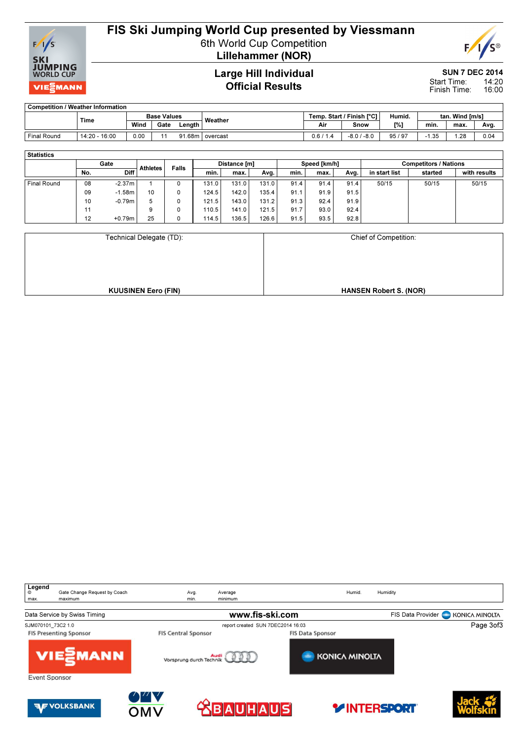# FIS Ski Jumping World Cup presented by Viessmann

6th World Cup Competition

**Lillehammer (NOR)**

## Large Hill Individual
## Official Results

**SUN 7 DEC 2014**
Start Time: 14:20
Finish Time: 16:00

| Competition / Weather Information | | | | | | | | | | | |
|---|---|---|---|---|---|---|---|---|---|---|---|
| | Time | Base Values | | | Weather | Temp. Start / Finish [°C] | | Humid. | tan. Wind [m/s] | | |
| | | Wind | Gate | Length | | Air | Snow | [%] | min. | max. | Avg. |
| Final Round | 14:20 - 16:00 | 0.00 | 11 | 91.68m | overcast | 0.6 / 1.4 | -8.0 / -8.0 | 95 / 97 | -1.35 | 1.28 | 0.04 |

| Statistics | | | | | | | | | | | | | |
|---|---|---|---|---|---|---|---|---|---|---|---|---|---|
| | Gate | | Athletes | Falls | Distance [m] | | | Speed [km/h] | | | Competitors / Nations | | |
| | No. | Diff | | | min. | max. | Avg. | min. | max. | Avg. | in start list | started | with results |
| Final Round | 08 | -2.37m | 1 | 0 | 131.0 | 131.0 | 131.0 | 91.4 | 91.4 | 91.4 | 50/15 | 50/15 | 50/15 |
| | 09 | -1.58m | 10 | 0 | 124.5 | 142.0 | 135.4 | 91.1 | 91.9 | 91.5 | | | |
| | 10 | -0.79m | 5 | 0 | 121.5 | 143.0 | 131.2 | 91.3 | 92.4 | 91.9 | | | |
| | 11 | | 9 | 0 | 110.5 | 141.0 | 121.5 | 91.7 | 93.0 | 92.4 | | | |
| | 12 | +0.79m | 25 | 0 | 114.5 | 136.5 | 126.6 | 91.5 | 93.5 | 92.8 | | | |

| Technical Delegate (TD): | Chief of Competition: |
|---|---|
| **KUUSINEN Eero (FIN)** | **HANSEN Robert S. (NOR)** |

**Legend**

| | | | | | |
|---|---|---|---|---|---|
| © | Gate Change Request by Coach | Avg. | Average | Humid. | Humidity |
| max. | maximum | min. | minimum | | |

Data Service by Swiss Timing — www.fis-ski.com — FIS Data Provider KONICA MINOLTA

SJM070101_73C2 1.0 — report created SUN 7DEC2014 16:03

FIS Presenting Sponsor: VIESSMANN — FIS Central Sponsor: Audi Vorsprung durch Technik — FIS Data Sponsor: KONICA MINOLTA

Event Sponsor: VOLKSBANK, OMV, BAUHAUS, INTERSPORT, Jack Wolfskin